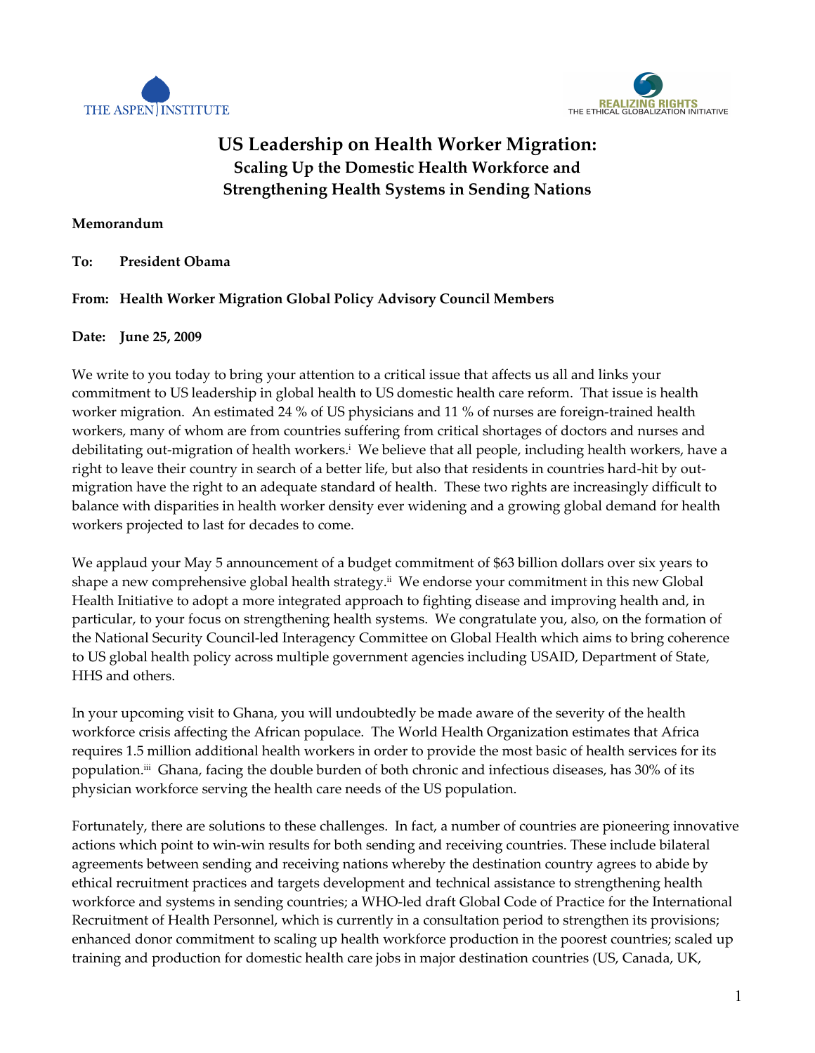THE ASPEN INSTITUTE

REALIZING RIGHTS
THE ETHICAL GLOBALIZATION INITIATIVE

# US Leadership on Health Worker Migration:
## Scaling Up the Domestic Health Workforce and Strengthening Health Systems in Sending Nations

**Memorandum**

**To: President Obama**

**From: Health Worker Migration Global Policy Advisory Council Members**

**Date: June 25, 2009**

We write to you today to bring your attention to a critical issue that affects us all and links your commitment to US leadership in global health to US domestic health care reform. That issue is health worker migration. An estimated 24 % of US physicians and 11 % of nurses are foreign-trained health workers, many of whom are from countries suffering from critical shortages of doctors and nurses and debilitating out-migration of health workers.[i] We believe that all people, including health workers, have a right to leave their country in search of a better life, but also that residents in countries hard-hit by out-migration have the right to an adequate standard of health. These two rights are increasingly difficult to balance with disparities in health worker density ever widening and a growing global demand for health workers projected to last for decades to come.

We applaud your May 5 announcement of a budget commitment of $63 billion dollars over six years to shape a new comprehensive global health strategy.[ii] We endorse your commitment in this new Global Health Initiative to adopt a more integrated approach to fighting disease and improving health and, in particular, to your focus on strengthening health systems. We congratulate you, also, on the formation of the National Security Council-led Interagency Committee on Global Health which aims to bring coherence to US global health policy across multiple government agencies including USAID, Department of State, HHS and others.

In your upcoming visit to Ghana, you will undoubtedly be made aware of the severity of the health workforce crisis affecting the African populace. The World Health Organization estimates that Africa requires 1.5 million additional health workers in order to provide the most basic of health services for its population.[iii] Ghana, facing the double burden of both chronic and infectious diseases, has 30% of its physician workforce serving the health care needs of the US population.

Fortunately, there are solutions to these challenges. In fact, a number of countries are pioneering innovative actions which point to win-win results for both sending and receiving countries. These include bilateral agreements between sending and receiving nations whereby the destination country agrees to abide by ethical recruitment practices and targets development and technical assistance to strengthening health workforce and systems in sending countries; a WHO-led draft Global Code of Practice for the International Recruitment of Health Personnel, which is currently in a consultation period to strengthen its provisions; enhanced donor commitment to scaling up health workforce production in the poorest countries; scaled up training and production for domestic health care jobs in major destination countries (US, Canada, UK,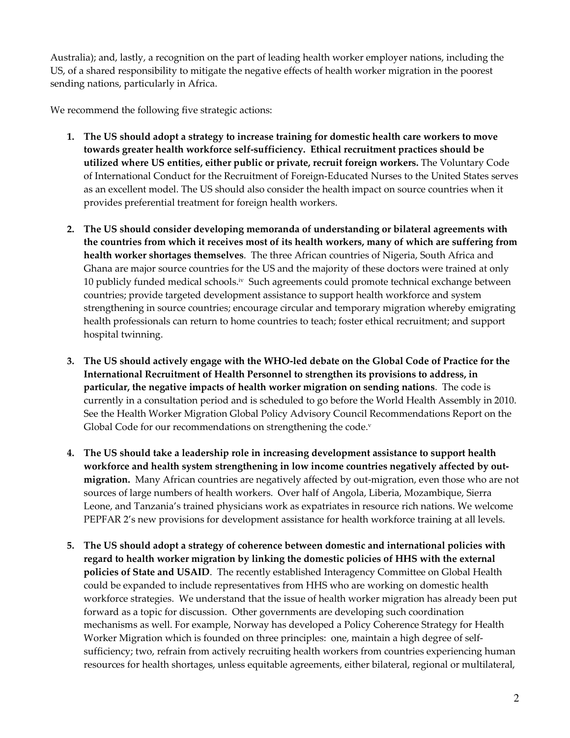Australia); and, lastly, a recognition on the part of leading health worker employer nations, including the US, of a shared responsibility to mitigate the negative effects of health worker migration in the poorest sending nations, particularly in Africa.

We recommend the following five strategic actions:

1. **The US should adopt a strategy to increase training for domestic health care workers to move towards greater health workforce self-sufficiency. Ethical recruitment practices should be utilized where US entities, either public or private, recruit foreign workers.** The Voluntary Code of International Conduct for the Recruitment of Foreign-Educated Nurses to the United States serves as an excellent model. The US should also consider the health impact on source countries when it provides preferential treatment for foreign health workers.

2. **The US should consider developing memoranda of understanding or bilateral agreements with the countries from which it receives most of its health workers, many of which are suffering from health worker shortages themselves**. The three African countries of Nigeria, South Africa and Ghana are major source countries for the US and the majority of these doctors were trained at only 10 publicly funded medical schools.[iv] Such agreements could promote technical exchange between countries; provide targeted development assistance to support health workforce and system strengthening in source countries; encourage circular and temporary migration whereby emigrating health professionals can return to home countries to teach; foster ethical recruitment; and support hospital twinning.

3. **The US should actively engage with the WHO-led debate on the Global Code of Practice for the International Recruitment of Health Personnel to strengthen its provisions to address, in particular, the negative impacts of health worker migration on sending nations**. The code is currently in a consultation period and is scheduled to go before the World Health Assembly in 2010. See the Health Worker Migration Global Policy Advisory Council Recommendations Report on the Global Code for our recommendations on strengthening the code.[v]

4. **The US should take a leadership role in increasing development assistance to support health workforce and health system strengthening in low income countries negatively affected by out-migration.** Many African countries are negatively affected by out-migration, even those who are not sources of large numbers of health workers. Over half of Angola, Liberia, Mozambique, Sierra Leone, and Tanzania's trained physicians work as expatriates in resource rich nations. We welcome PEPFAR 2's new provisions for development assistance for health workforce training at all levels.

5. **The US should adopt a strategy of coherence between domestic and international policies with regard to health worker migration by linking the domestic policies of HHS with the external policies of State and USAID**. The recently established Interagency Committee on Global Health could be expanded to include representatives from HHS who are working on domestic health workforce strategies. We understand that the issue of health worker migration has already been put forward as a topic for discussion. Other governments are developing such coordination mechanisms as well. For example, Norway has developed a Policy Coherence Strategy for Health Worker Migration which is founded on three principles: one, maintain a high degree of self-sufficiency; two, refrain from actively recruiting health workers from countries experiencing human resources for health shortages, unless equitable agreements, either bilateral, regional or multilateral,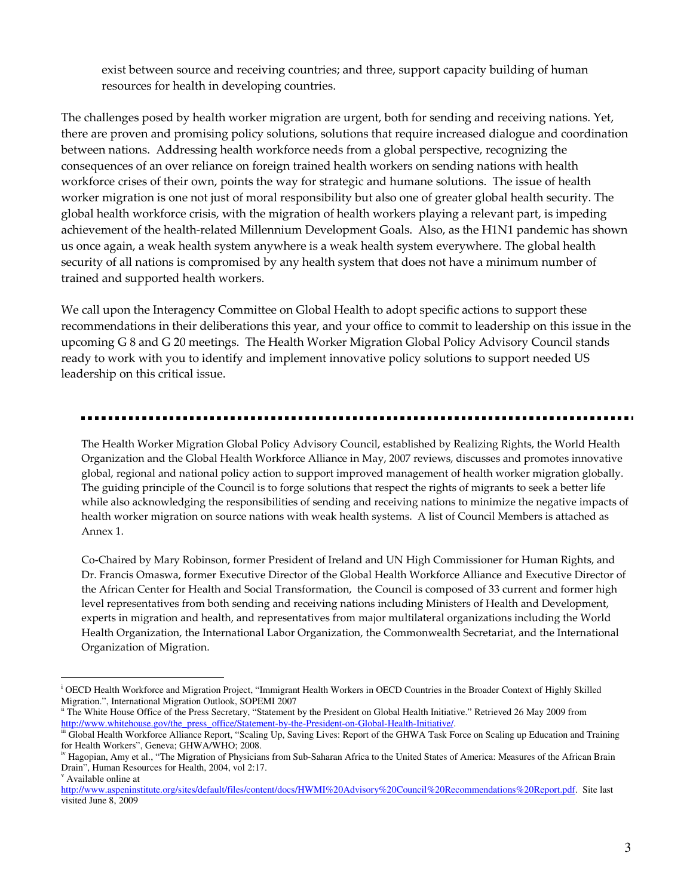exist between source and receiving countries; and three, support capacity building of human resources for health in developing countries.

The challenges posed by health worker migration are urgent, both for sending and receiving nations. Yet, there are proven and promising policy solutions, solutions that require increased dialogue and coordination between nations. Addressing health workforce needs from a global perspective, recognizing the consequences of an over reliance on foreign trained health workers on sending nations with health workforce crises of their own, points the way for strategic and humane solutions. The issue of health worker migration is one not just of moral responsibility but also one of greater global health security. The global health workforce crisis, with the migration of health workers playing a relevant part, is impeding achievement of the health-related Millennium Development Goals. Also, as the H1N1 pandemic has shown us once again, a weak health system anywhere is a weak health system everywhere. The global health security of all nations is compromised by any health system that does not have a minimum number of trained and supported health workers.

We call upon the Interagency Committee on Global Health to adopt specific actions to support these recommendations in their deliberations this year, and your office to commit to leadership on this issue in the upcoming G 8 and G 20 meetings. The Health Worker Migration Global Policy Advisory Council stands ready to work with you to identify and implement innovative policy solutions to support needed US leadership on this critical issue.

---

The Health Worker Migration Global Policy Advisory Council, established by Realizing Rights, the World Health Organization and the Global Health Workforce Alliance in May, 2007 reviews, discusses and promotes innovative global, regional and national policy action to support improved management of health worker migration globally. The guiding principle of the Council is to forge solutions that respect the rights of migrants to seek a better life while also acknowledging the responsibilities of sending and receiving nations to minimize the negative impacts of health worker migration on source nations with weak health systems. A list of Council Members is attached as Annex 1.

Co-Chaired by Mary Robinson, former President of Ireland and UN High Commissioner for Human Rights, and Dr. Francis Omaswa, former Executive Director of the Global Health Workforce Alliance and Executive Director of the African Center for Health and Social Transformation, the Council is composed of 33 current and former high level representatives from both sending and receiving nations including Ministers of Health and Development, experts in migration and health, and representatives from major multilateral organizations including the World Health Organization, the International Labor Organization, the Commonwealth Secretariat, and the International Organization of Migration.

---

[i] OECD Health Workforce and Migration Project, "Immigrant Health Workers in OECD Countries in the Broader Context of Highly Skilled Migration.", International Migration Outlook, SOPEMI 2007

[ii] The White House Office of the Press Secretary, "Statement by the President on Global Health Initiative." Retrieved 26 May 2009 from http://www.whitehouse.gov/the_press_office/Statement-by-the-President-on-Global-Health-Initiative/.

[iii] Global Health Workforce Alliance Report, "Scaling Up, Saving Lives: Report of the GHWA Task Force on Scaling up Education and Training for Health Workers", Geneva; GHWA/WHO; 2008.

[iv] Hagopian, Amy et al., "The Migration of Physicians from Sub-Saharan Africa to the United States of America: Measures of the African Brain Drain", Human Resources for Health, 2004, vol 2:17.

[v] Available online at http://www.aspeninstitute.org/sites/default/files/content/docs/HWMI%20Advisory%20Council%20Recommendations%20Report.pdf. Site last visited June 8, 2009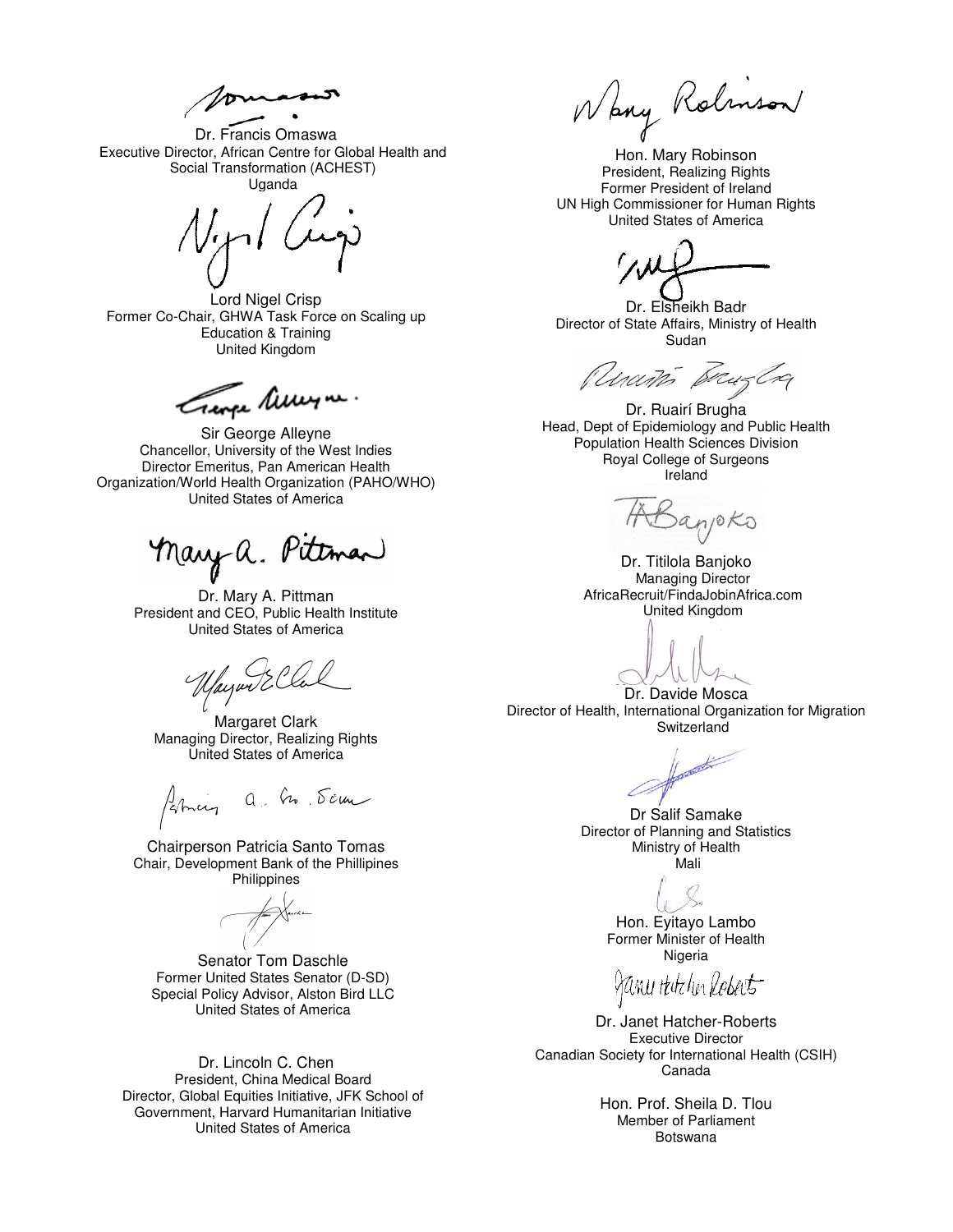Dr. Francis Omaswa
Executive Director, African Centre for Global Health and Social Transformation (ACHEST)
Uganda

Lord Nigel Crisp
Former Co-Chair, GHWA Task Force on Scaling up Education & Training
United Kingdom

Sir George Alleyne
Chancellor, University of the West Indies
Director Emeritus, Pan American Health Organization/World Health Organization (PAHO/WHO)
United States of America

Dr. Mary A. Pittman
President and CEO, Public Health Institute
United States of America

Margaret Clark
Managing Director, Realizing Rights
United States of America

Chairperson Patricia Santo Tomas
Chair, Development Bank of the Phillipines
Philippines

Senator Tom Daschle
Former United States Senator (D-SD)
Special Policy Advisor, Alston Bird LLC
United States of America

Dr. Lincoln C. Chen
President, China Medical Board
Director, Global Equities Initiative, JFK School of Government, Harvard Humanitarian Initiative
United States of America

Hon. Mary Robinson
President, Realizing Rights
Former President of Ireland
UN High Commissioner for Human Rights
United States of America

Dr. Elsheikh Badr
Director of State Affairs, Ministry of Health
Sudan

Dr. Ruairí Brugha
Head, Dept of Epidemiology and Public Health
Population Health Sciences Division
Royal College of Surgeons
Ireland

Dr. Titilola Banjoko
Managing Director
AfricaRecruit/FindaJobinAfrica.com
United Kingdom

Dr. Davide Mosca
Director of Health, International Organization for Migration
Switzerland

Dr Salif Samake
Director of Planning and Statistics
Ministry of Health
Mali

Hon. Eyitayo Lambo
Former Minister of Health
Nigeria

Dr. Janet Hatcher-Roberts
Executive Director
Canadian Society for International Health (CSIH)
Canada

Hon. Prof. Sheila D. Tlou
Member of Parliament
Botswana